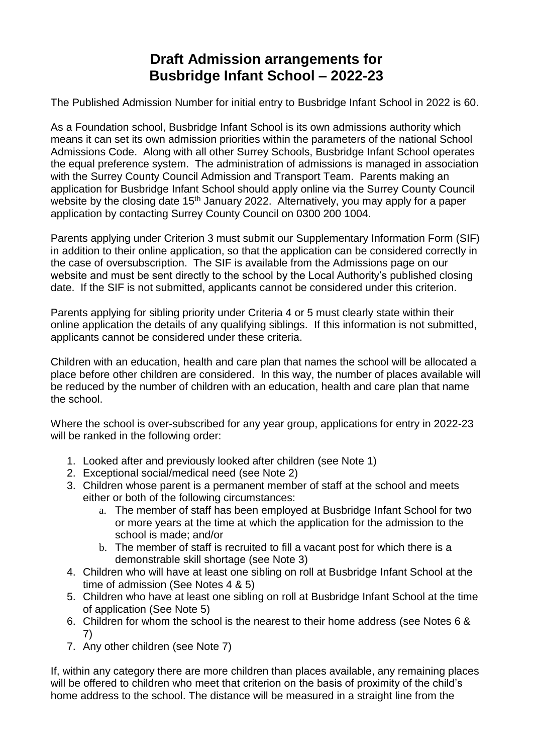# Draft Admission arrangements for Busbridge Infant School – 2022-23

The Published Admission Number for initial entry to Busbridge Infant School in 2022 is 60.

As a Foundation school, Busbridge Infant School is its own admissions authority which means it can set its own admission priorities within the parameters of the national School Admissions Code. Along with all other Surrey Schools, Busbridge Infant School operates the equal preference system. The administration of admissions is managed in association with the Surrey County Council Admission and Transport Team. Parents making an application for Busbridge Infant School should apply online via the Surrey County Council website by the closing date 15th January 2022. Alternatively, you may apply for a paper application by contacting Surrey County Council on 0300 200 1004.

Parents applying under Criterion 3 must submit our Supplementary Information Form (SIF) in addition to their online application, so that the application can be considered correctly in the case of oversubscription. The SIF is available from the Admissions page on our website and must be sent directly to the school by the Local Authority's published closing date. If the SIF is not submitted, applicants cannot be considered under this criterion.

Parents applying for sibling priority under Criteria 4 or 5 must clearly state within their online application the details of any qualifying siblings. If this information is not submitted, applicants cannot be considered under these criteria.

Children with an education, health and care plan that names the school will be allocated a place before other children are considered. In this way, the number of places available will be reduced by the number of children with an education, health and care plan that name the school.

Where the school is over-subscribed for any year group, applications for entry in 2022-23 will be ranked in the following order:

1. Looked after and previously looked after children (see Note 1)
2. Exceptional social/medical need (see Note 2)
3. Children whose parent is a permanent member of staff at the school and meets either or both of the following circumstances:
   a. The member of staff has been employed at Busbridge Infant School for two or more years at the time at which the application for the admission to the school is made; and/or
   b. The member of staff is recruited to fill a vacant post for which there is a demonstrable skill shortage (see Note 3)
4. Children who will have at least one sibling on roll at Busbridge Infant School at the time of admission (See Notes 4 & 5)
5. Children who have at least one sibling on roll at Busbridge Infant School at the time of application (See Note 5)
6. Children for whom the school is the nearest to their home address (see Notes 6 & 7)
7. Any other children (see Note 7)

If, within any category there are more children than places available, any remaining places will be offered to children who meet that criterion on the basis of proximity of the child's home address to the school. The distance will be measured in a straight line from the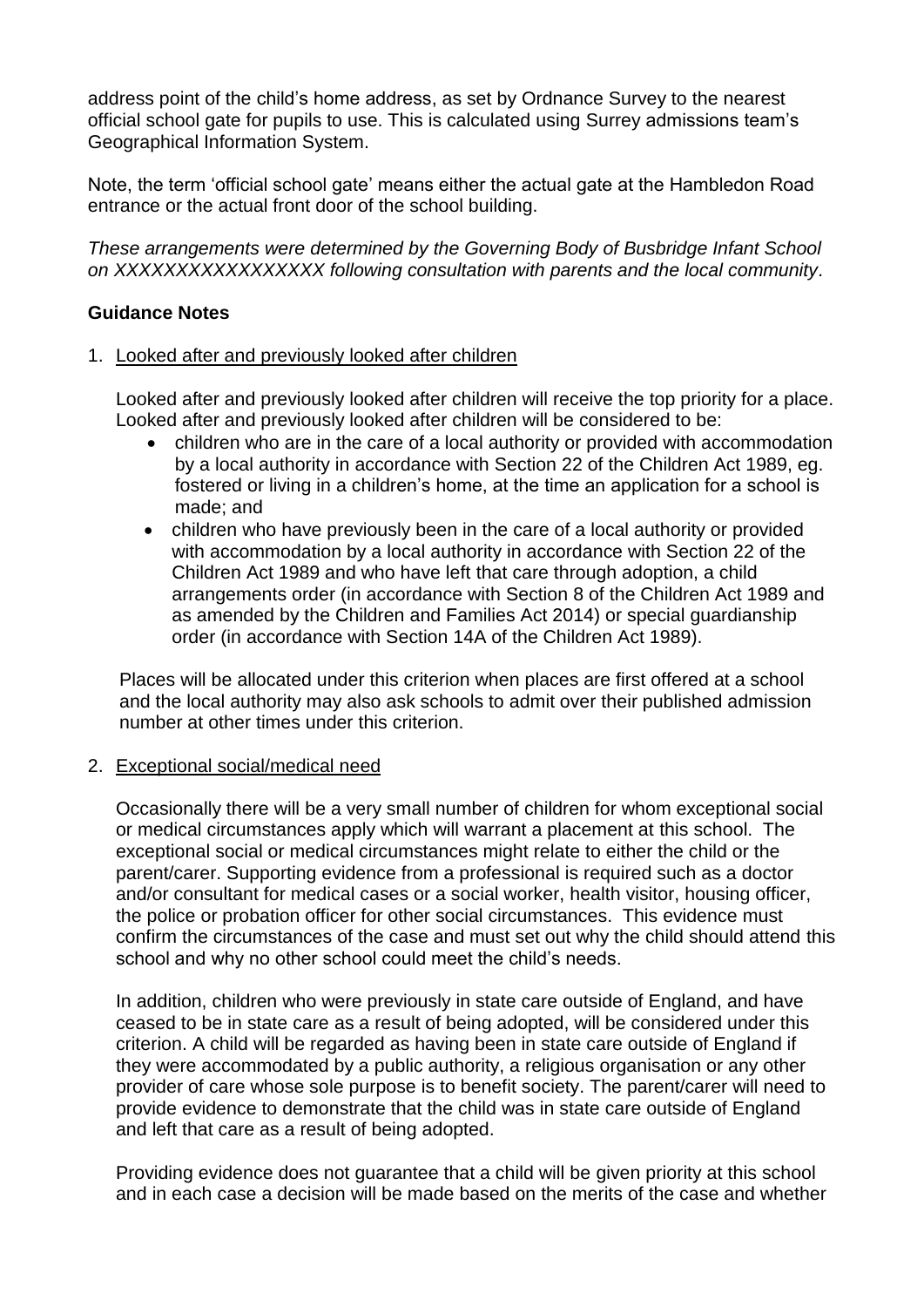address point of the child's home address, as set by Ordnance Survey to the nearest official school gate for pupils to use. This is calculated using Surrey admissions team's Geographical Information System.

Note, the term 'official school gate' means either the actual gate at the Hambledon Road entrance or the actual front door of the school building.

*These arrangements were determined by the Governing Body of Busbridge Infant School on XXXXXXXXXXXXXXXX following consultation with parents and the local community.*

**Guidance Notes**

1. Looked after and previously looked after children

   Looked after and previously looked after children will receive the top priority for a place. Looked after and previously looked after children will be considered to be:

   - children who are in the care of a local authority or provided with accommodation by a local authority in accordance with Section 22 of the Children Act 1989, eg. fostered or living in a children's home, at the time an application for a school is made; and
   - children who have previously been in the care of a local authority or provided with accommodation by a local authority in accordance with Section 22 of the Children Act 1989 and who have left that care through adoption, a child arrangements order (in accordance with Section 8 of the Children Act 1989 and as amended by the Children and Families Act 2014) or special guardianship order (in accordance with Section 14A of the Children Act 1989).

   Places will be allocated under this criterion when places are first offered at a school and the local authority may also ask schools to admit over their published admission number at other times under this criterion.

2. Exceptional social/medical need

   Occasionally there will be a very small number of children for whom exceptional social or medical circumstances apply which will warrant a placement at this school. The exceptional social or medical circumstances might relate to either the child or the parent/carer. Supporting evidence from a professional is required such as a doctor and/or consultant for medical cases or a social worker, health visitor, housing officer, the police or probation officer for other social circumstances. This evidence must confirm the circumstances of the case and must set out why the child should attend this school and why no other school could meet the child's needs.

   In addition, children who were previously in state care outside of England, and have ceased to be in state care as a result of being adopted, will be considered under this criterion. A child will be regarded as having been in state care outside of England if they were accommodated by a public authority, a religious organisation or any other provider of care whose sole purpose is to benefit society. The parent/carer will need to provide evidence to demonstrate that the child was in state care outside of England and left that care as a result of being adopted.

   Providing evidence does not guarantee that a child will be given priority at this school and in each case a decision will be made based on the merits of the case and whether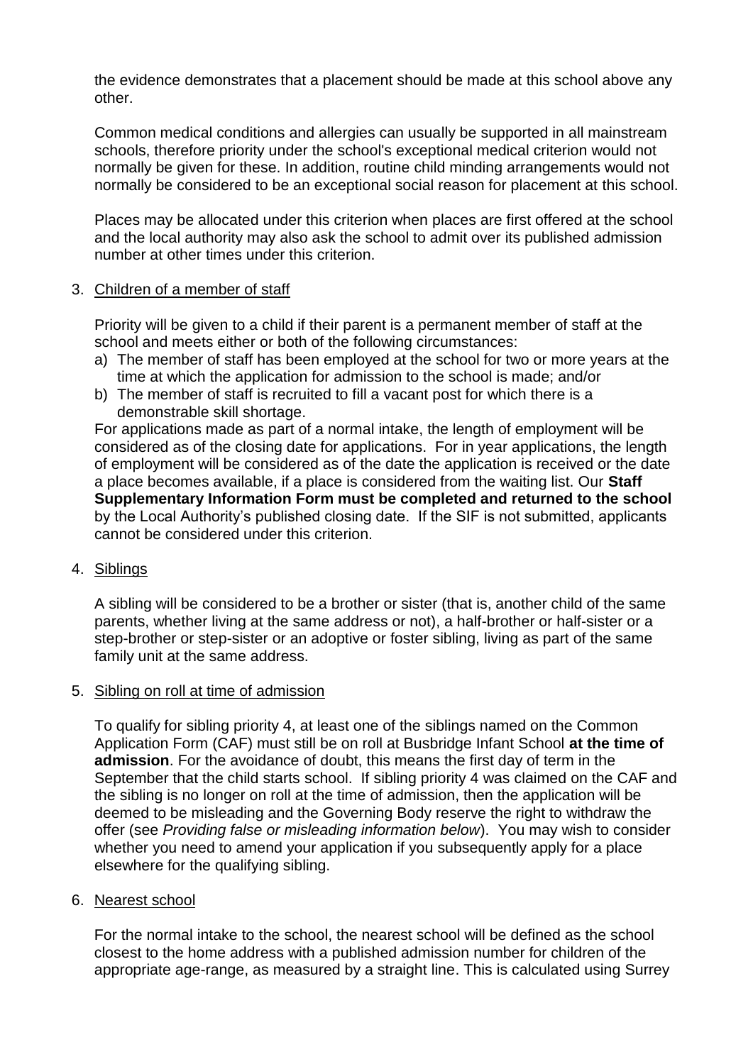the evidence demonstrates that a placement should be made at this school above any other.

Common medical conditions and allergies can usually be supported in all mainstream schools, therefore priority under the school's exceptional medical criterion would not normally be given for these. In addition, routine child minding arrangements would not normally be considered to be an exceptional social reason for placement at this school.

Places may be allocated under this criterion when places are first offered at the school and the local authority may also ask the school to admit over its published admission number at other times under this criterion.

3. Children of a member of staff

   Priority will be given to a child if their parent is a permanent member of staff at the school and meets either or both of the following circumstances:

   a) The member of staff has been employed at the school for two or more years at the time at which the application for admission to the school is made; and/or
   b) The member of staff is recruited to fill a vacant post for which there is a demonstrable skill shortage.

   For applications made as part of a normal intake, the length of employment will be considered as of the closing date for applications. For in year applications, the length of employment will be considered as of the date the application is received or the date a place becomes available, if a place is considered from the waiting list. Our **Staff Supplementary Information Form must be completed and returned to the school** by the Local Authority's published closing date. If the SIF is not submitted, applicants cannot be considered under this criterion.

4. Siblings

   A sibling will be considered to be a brother or sister (that is, another child of the same parents, whether living at the same address or not), a half-brother or half-sister or a step-brother or step-sister or an adoptive or foster sibling, living as part of the same family unit at the same address.

5. Sibling on roll at time of admission

   To qualify for sibling priority 4, at least one of the siblings named on the Common Application Form (CAF) must still be on roll at Busbridge Infant School **at the time of admission**. For the avoidance of doubt, this means the first day of term in the September that the child starts school. If sibling priority 4 was claimed on the CAF and the sibling is no longer on roll at the time of admission, then the application will be deemed to be misleading and the Governing Body reserve the right to withdraw the offer (see *Providing false or misleading information below*). You may wish to consider whether you need to amend your application if you subsequently apply for a place elsewhere for the qualifying sibling.

6. Nearest school

   For the normal intake to the school, the nearest school will be defined as the school closest to the home address with a published admission number for children of the appropriate age-range, as measured by a straight line. This is calculated using Surrey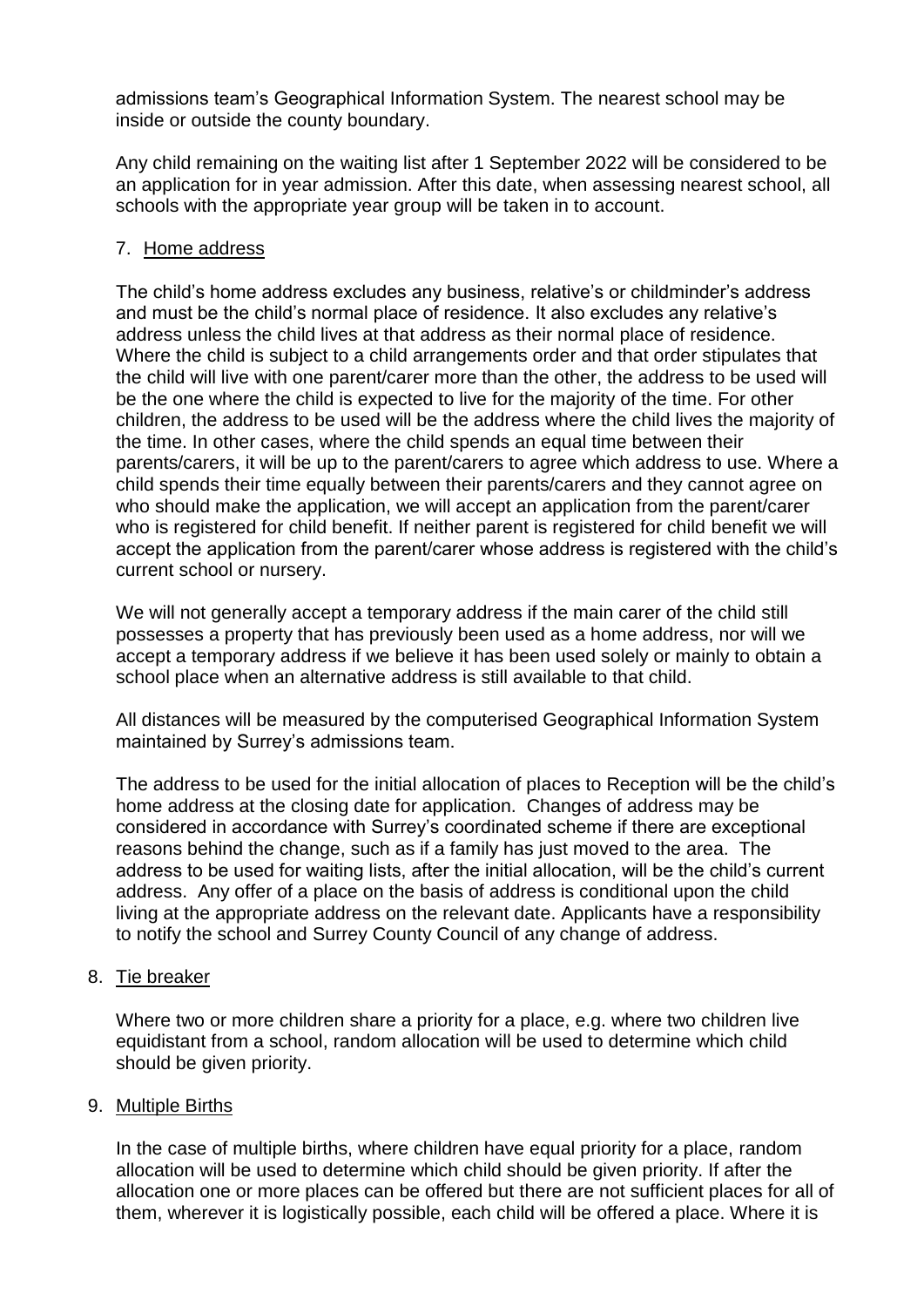admissions team's Geographical Information System. The nearest school may be inside or outside the county boundary.

Any child remaining on the waiting list after 1 September 2022 will be considered to be an application for in year admission. After this date, when assessing nearest school, all schools with the appropriate year group will be taken in to account.

7. Home address

The child's home address excludes any business, relative's or childminder's address and must be the child's normal place of residence. It also excludes any relative's address unless the child lives at that address as their normal place of residence. Where the child is subject to a child arrangements order and that order stipulates that the child will live with one parent/carer more than the other, the address to be used will be the one where the child is expected to live for the majority of the time. For other children, the address to be used will be the address where the child lives the majority of the time. In other cases, where the child spends an equal time between their parents/carers, it will be up to the parent/carers to agree which address to use. Where a child spends their time equally between their parents/carers and they cannot agree on who should make the application, we will accept an application from the parent/carer who is registered for child benefit. If neither parent is registered for child benefit we will accept the application from the parent/carer whose address is registered with the child's current school or nursery.

We will not generally accept a temporary address if the main carer of the child still possesses a property that has previously been used as a home address, nor will we accept a temporary address if we believe it has been used solely or mainly to obtain a school place when an alternative address is still available to that child.

All distances will be measured by the computerised Geographical Information System maintained by Surrey's admissions team.

The address to be used for the initial allocation of places to Reception will be the child's home address at the closing date for application. Changes of address may be considered in accordance with Surrey's coordinated scheme if there are exceptional reasons behind the change, such as if a family has just moved to the area. The address to be used for waiting lists, after the initial allocation, will be the child's current address. Any offer of a place on the basis of address is conditional upon the child living at the appropriate address on the relevant date. Applicants have a responsibility to notify the school and Surrey County Council of any change of address.

8. Tie breaker

Where two or more children share a priority for a place, e.g. where two children live equidistant from a school, random allocation will be used to determine which child should be given priority.

9. Multiple Births

In the case of multiple births, where children have equal priority for a place, random allocation will be used to determine which child should be given priority. If after the allocation one or more places can be offered but there are not sufficient places for all of them, wherever it is logistically possible, each child will be offered a place. Where it is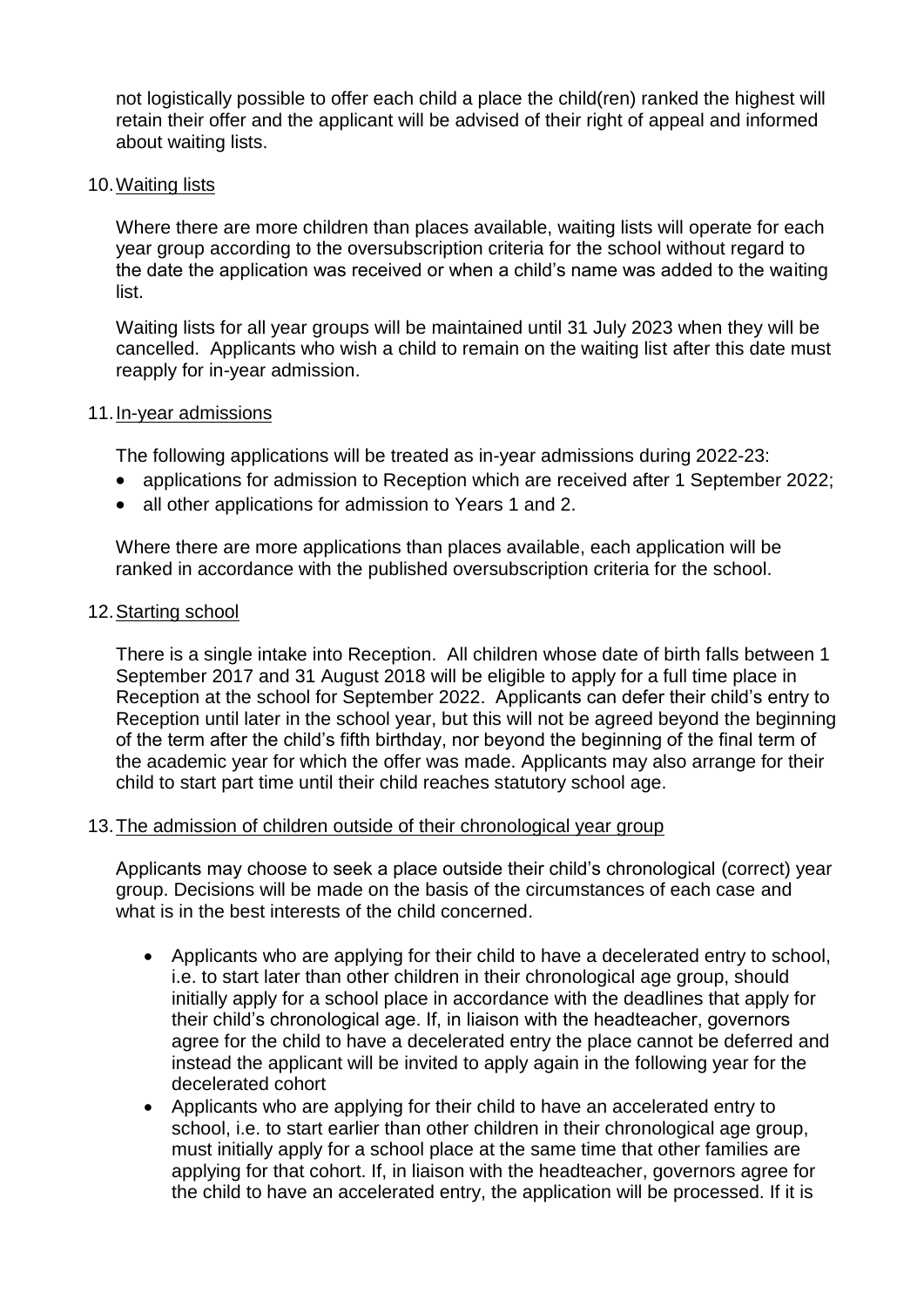not logistically possible to offer each child a place the child(ren) ranked the highest will retain their offer and the applicant will be advised of their right of appeal and informed about waiting lists.

10. Waiting lists

Where there are more children than places available, waiting lists will operate for each year group according to the oversubscription criteria for the school without regard to the date the application was received or when a child's name was added to the waiting list.

Waiting lists for all year groups will be maintained until 31 July 2023 when they will be cancelled. Applicants who wish a child to remain on the waiting list after this date must reapply for in-year admission.

11. In-year admissions

The following applications will be treated as in-year admissions during 2022-23:

- applications for admission to Reception which are received after 1 September 2022;
- all other applications for admission to Years 1 and 2.

Where there are more applications than places available, each application will be ranked in accordance with the published oversubscription criteria for the school.

12. Starting school

There is a single intake into Reception. All children whose date of birth falls between 1 September 2017 and 31 August 2018 will be eligible to apply for a full time place in Reception at the school for September 2022. Applicants can defer their child's entry to Reception until later in the school year, but this will not be agreed beyond the beginning of the term after the child's fifth birthday, nor beyond the beginning of the final term of the academic year for which the offer was made. Applicants may also arrange for their child to start part time until their child reaches statutory school age.

13. The admission of children outside of their chronological year group

Applicants may choose to seek a place outside their child's chronological (correct) year group. Decisions will be made on the basis of the circumstances of each case and what is in the best interests of the child concerned.

- Applicants who are applying for their child to have a decelerated entry to school, i.e. to start later than other children in their chronological age group, should initially apply for a school place in accordance with the deadlines that apply for their child's chronological age. If, in liaison with the headteacher, governors agree for the child to have a decelerated entry the place cannot be deferred and instead the applicant will be invited to apply again in the following year for the decelerated cohort
- Applicants who are applying for their child to have an accelerated entry to school, i.e. to start earlier than other children in their chronological age group, must initially apply for a school place at the same time that other families are applying for that cohort. If, in liaison with the headteacher, governors agree for the child to have an accelerated entry, the application will be processed. If it is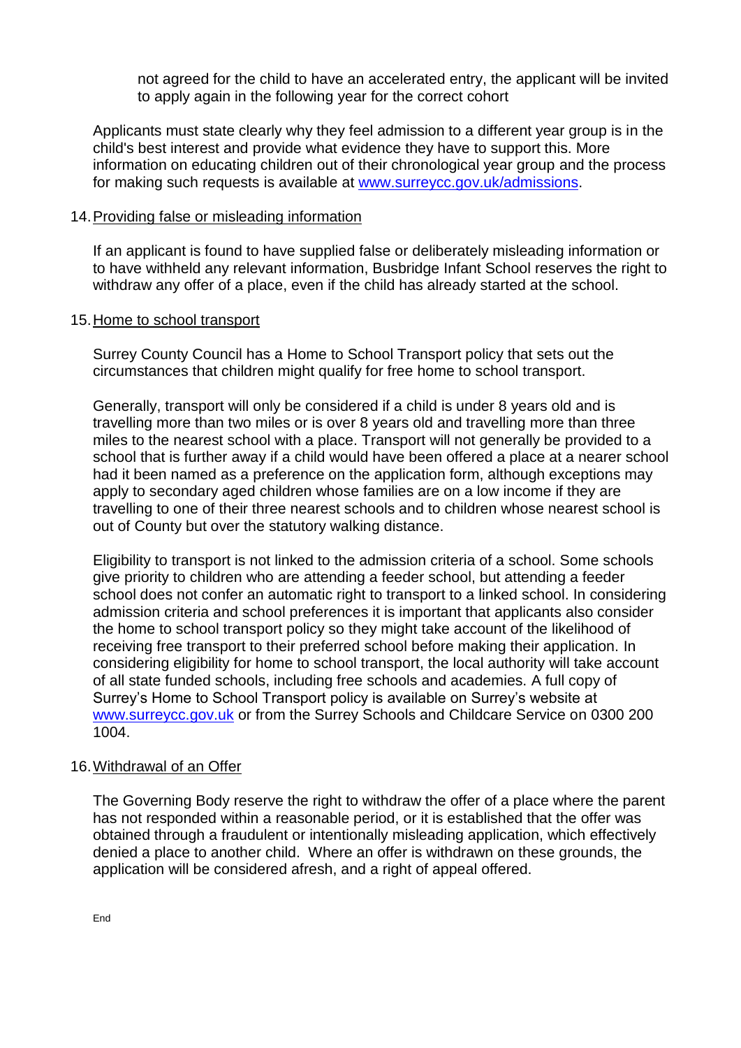not agreed for the child to have an accelerated entry, the applicant will be invited to apply again in the following year for the correct cohort

Applicants must state clearly why they feel admission to a different year group is in the child's best interest and provide what evidence they have to support this. More information on educating children out of their chronological year group and the process for making such requests is available at [www.surreycc.gov.uk/admissions](http://www.surreycc.gov.uk/admissions).

14. Providing false or misleading information

If an applicant is found to have supplied false or deliberately misleading information or to have withheld any relevant information, Busbridge Infant School reserves the right to withdraw any offer of a place, even if the child has already started at the school.

15. Home to school transport

Surrey County Council has a Home to School Transport policy that sets out the circumstances that children might qualify for free home to school transport.

Generally, transport will only be considered if a child is under 8 years old and is travelling more than two miles or is over 8 years old and travelling more than three miles to the nearest school with a place. Transport will not generally be provided to a school that is further away if a child would have been offered a place at a nearer school had it been named as a preference on the application form, although exceptions may apply to secondary aged children whose families are on a low income if they are travelling to one of their three nearest schools and to children whose nearest school is out of County but over the statutory walking distance.

Eligibility to transport is not linked to the admission criteria of a school. Some schools give priority to children who are attending a feeder school, but attending a feeder school does not confer an automatic right to transport to a linked school. In considering admission criteria and school preferences it is important that applicants also consider the home to school transport policy so they might take account of the likelihood of receiving free transport to their preferred school before making their application. In considering eligibility for home to school transport, the local authority will take account of all state funded schools, including free schools and academies. A full copy of Surrey's Home to School Transport policy is available on Surrey's website at [www.surreycc.gov.uk](http://www.surreycc.gov.uk) or from the Surrey Schools and Childcare Service on 0300 200 1004.

16. Withdrawal of an Offer

The Governing Body reserve the right to withdraw the offer of a place where the parent has not responded within a reasonable period, or it is established that the offer was obtained through a fraudulent or intentionally misleading application, which effectively denied a place to another child. Where an offer is withdrawn on these grounds, the application will be considered afresh, and a right of appeal offered.

End